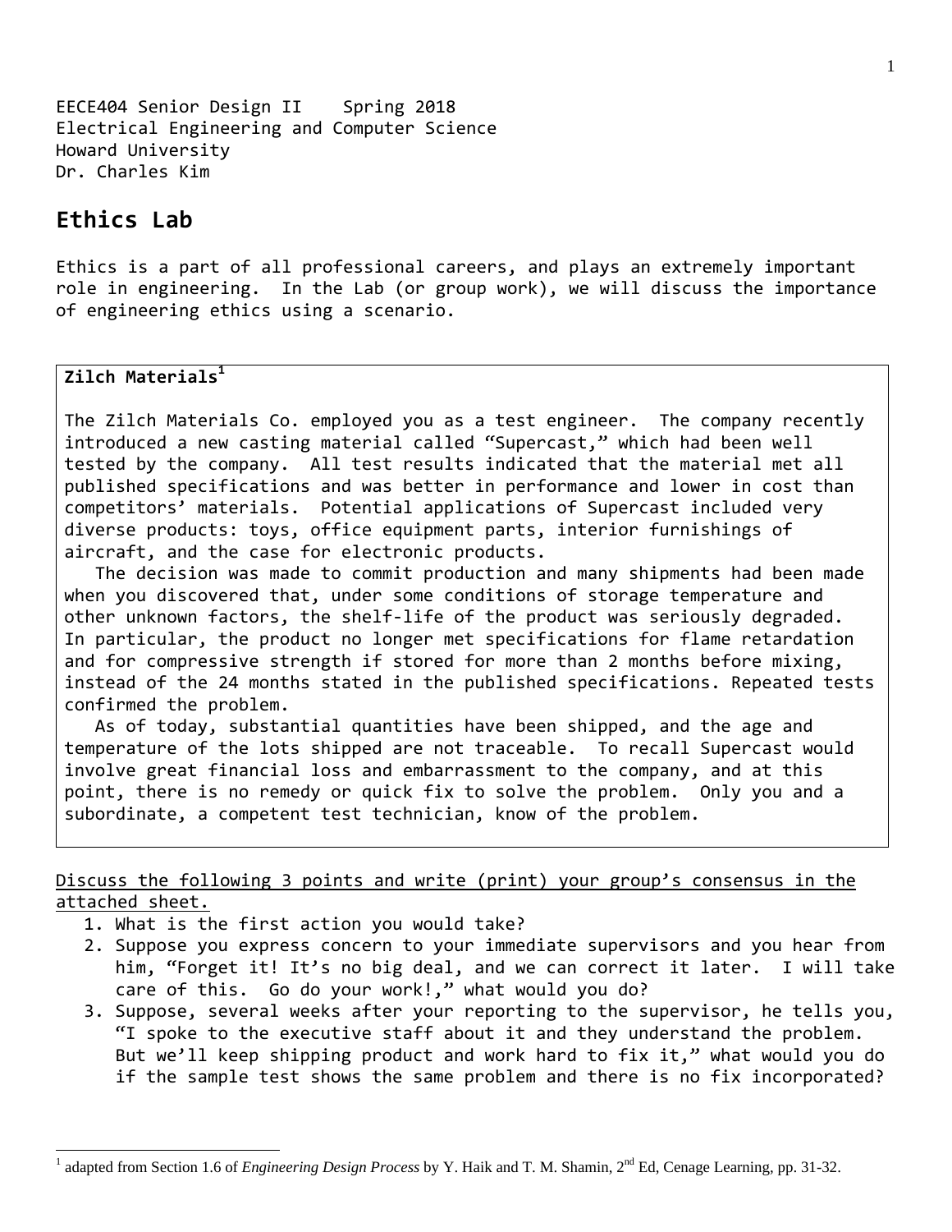EECE404 Senior Design II    Spring 2018
Electrical Engineering and Computer Science
Howard University
Dr. Charles Kim

# Ethics Lab

Ethics is a part of all professional careers, and plays an extremely important role in engineering. In the Lab (or group work), we will discuss the importance of engineering ethics using a scenario.

**Zilch Materials**[1]

The Zilch Materials Co. employed you as a test engineer. The company recently introduced a new casting material called "Supercast," which had been well tested by the company. All test results indicated that the material met all published specifications and was better in performance and lower in cost than competitors' materials. Potential applications of Supercast included very diverse products: toys, office equipment parts, interior furnishings of aircraft, and the case for electronic products.

The decision was made to commit production and many shipments had been made when you discovered that, under some conditions of storage temperature and other unknown factors, the shelf-life of the product was seriously degraded. In particular, the product no longer met specifications for flame retardation and for compressive strength if stored for more than 2 months before mixing, instead of the 24 months stated in the published specifications. Repeated tests confirmed the problem.

As of today, substantial quantities have been shipped, and the age and temperature of the lots shipped are not traceable. To recall Supercast would involve great financial loss and embarrassment to the company, and at this point, there is no remedy or quick fix to solve the problem. Only you and a subordinate, a competent test technician, know of the problem.

<u>Discuss the following 3 points and write (print) your group's consensus in the attached sheet.</u>

1. What is the first action you would take?
2. Suppose you express concern to your immediate supervisors and you hear from him, "Forget it! It's no big deal, and we can correct it later. I will take care of this. Go do your work!," what would you do?
3. Suppose, several weeks after your reporting to the supervisor, he tells you, "I spoke to the executive staff about it and they understand the problem. But we'll keep shipping product and work hard to fix it," what would you do if the sample test shows the same problem and there is no fix incorporated?

[1] adapted from Section 1.6 of *Engineering Design Process* by Y. Haik and T. M. Shamin, 2nd Ed, Cenage Learning, pp. 31-32.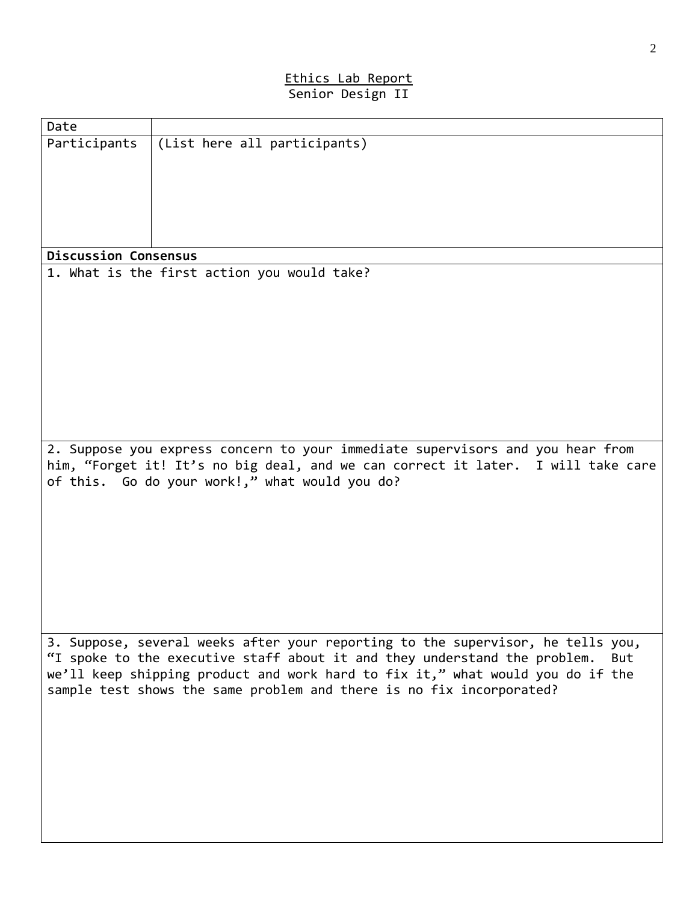<u>Ethics Lab Report</u>
Senior Design II

| | |
|---|---|
| Date | |
| Participants | (List here all participants) |

| |
|---|
| **Discussion Consensus** |
| 1. What is the first action you would take? |
| 2. Suppose you express concern to your immediate supervisors and you hear from him, “Forget it! It’s no big deal, and we can correct it later. I will take care of this. Go do your work!,” what would you do? |
| 3. Suppose, several weeks after your reporting to the supervisor, he tells you, “I spoke to the executive staff about it and they understand the problem. But we’ll keep shipping product and work hard to fix it,” what would you do if the sample test shows the same problem and there is no fix incorporated? |